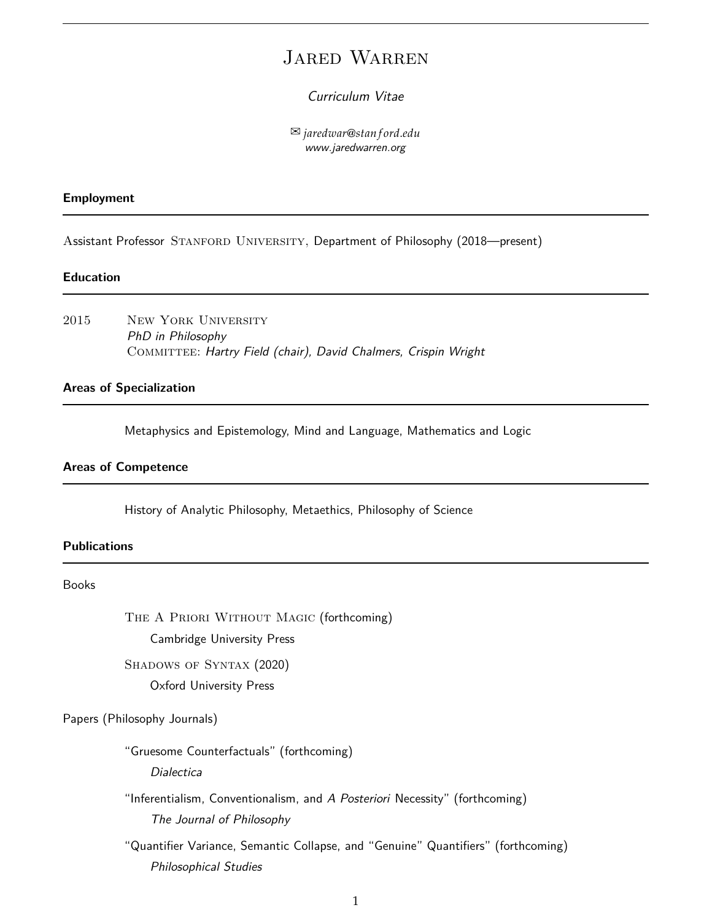# Jared Warren

*Curriculum Vitae*

✉ *jaredwar@stanford.edu*
*www.jaredwarren.org*

## Employment

Assistant Professor Stanford University, Department of Philosophy (2018—present)

## Education

2015 New York University
*PhD in Philosophy*
Committee: *Hartry Field (chair), David Chalmers, Crispin Wright*

## Areas of Specialization

Metaphysics and Epistemology, Mind and Language, Mathematics and Logic

## Areas of Competence

History of Analytic Philosophy, Metaethics, Philosophy of Science

## Publications

### Books

The A Priori Without Magic (forthcoming)
Cambridge University Press

Shadows of Syntax (2020)
Oxford University Press

### Papers (Philosophy Journals)

"Gruesome Counterfactuals" (forthcoming)
*Dialectica*

"Inferentialism, Conventionalism, and *A Posteriori* Necessity" (forthcoming)
*The Journal of Philosophy*

"Quantifier Variance, Semantic Collapse, and "Genuine" Quantifiers" (forthcoming)
*Philosophical Studies*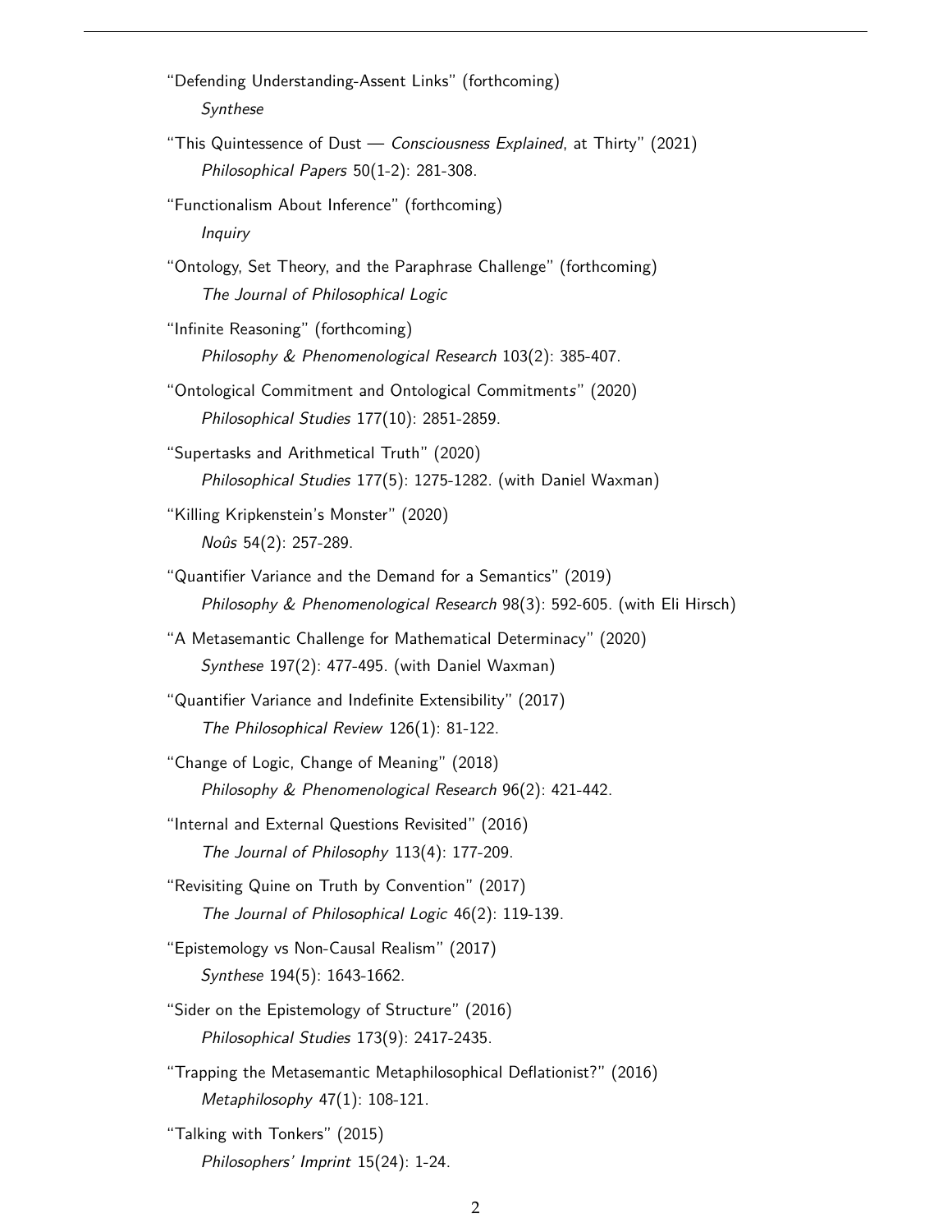"Defending Understanding-Assent Links" (forthcoming)
*Synthese*

"This Quintessence of Dust — *Consciousness Explained*, at Thirty" (2021)
*Philosophical Papers* 50(1-2): 281-308.

"Functionalism About Inference" (forthcoming)
*Inquiry*

"Ontology, Set Theory, and the Paraphrase Challenge" (forthcoming)
*The Journal of Philosophical Logic*

"Infinite Reasoning" (forthcoming)
*Philosophy & Phenomenological Research* 103(2): 385-407.

"Ontological Commitment and Ontological Commitment*s*" (2020)
*Philosophical Studies* 177(10): 2851-2859.

"Supertasks and Arithmetical Truth" (2020)
*Philosophical Studies* 177(5): 1275-1282. (with Daniel Waxman)

"Killing Kripkenstein's Monster" (2020)
*Noûs* 54(2): 257-289.

"Quantifier Variance and the Demand for a Semantics" (2019)
*Philosophy & Phenomenological Research* 98(3): 592-605. (with Eli Hirsch)

"A Metasemantic Challenge for Mathematical Determinacy" (2020)
*Synthese* 197(2): 477-495. (with Daniel Waxman)

"Quantifier Variance and Indefinite Extensibility" (2017)
*The Philosophical Review* 126(1): 81-122.

"Change of Logic, Change of Meaning" (2018)
*Philosophy & Phenomenological Research* 96(2): 421-442.

"Internal and External Questions Revisited" (2016)
*The Journal of Philosophy* 113(4): 177-209.

"Revisiting Quine on Truth by Convention" (2017)
*The Journal of Philosophical Logic* 46(2): 119-139.

"Epistemology vs Non-Causal Realism" (2017)
*Synthese* 194(5): 1643-1662.

"Sider on the Epistemology of Structure" (2016)
*Philosophical Studies* 173(9): 2417-2435.

"Trapping the Metasemantic Metaphilosophical Deflationist?" (2016)
*Metaphilosophy* 47(1): 108-121.

"Talking with Tonkers" (2015)
*Philosophers' Imprint* 15(24): 1-24.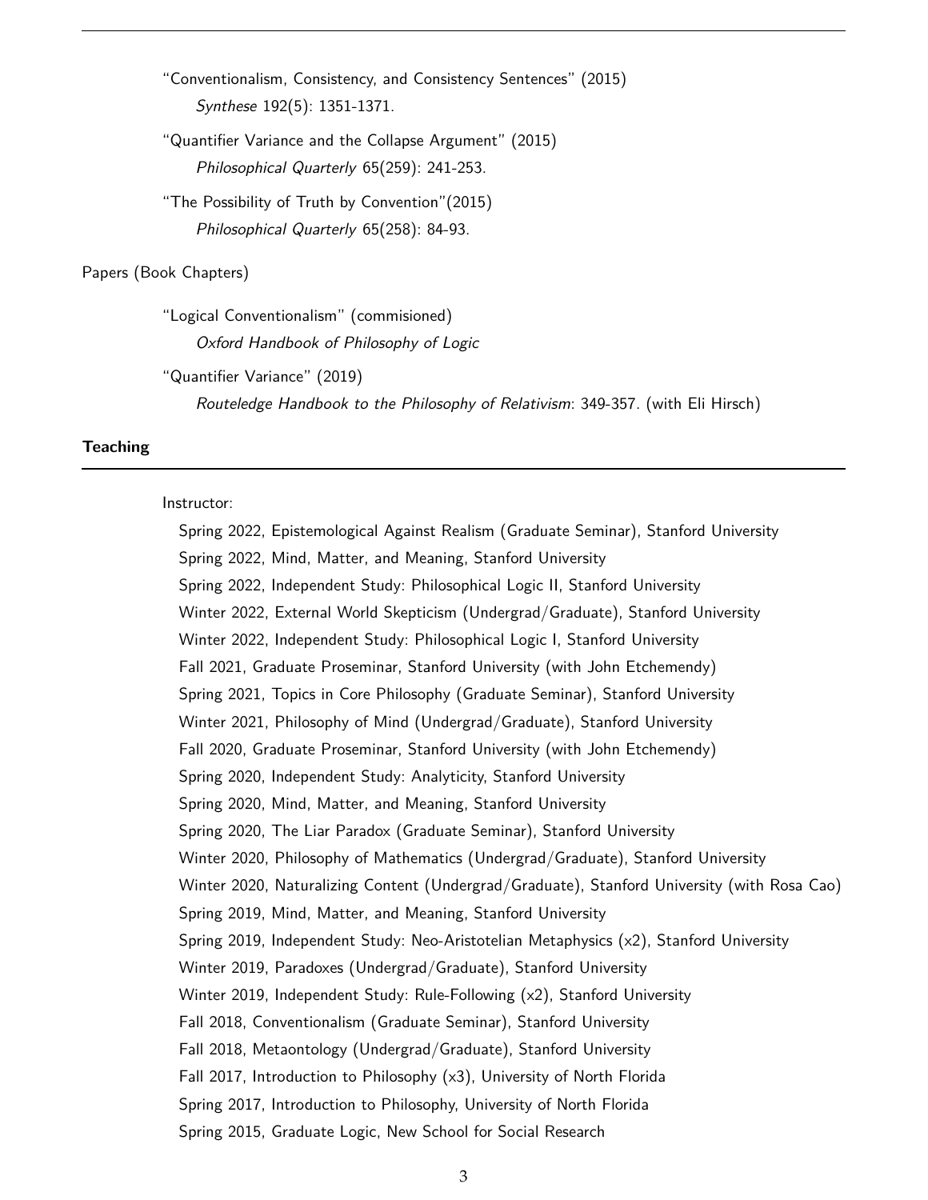"Conventionalism, Consistency, and Consistency Sentences" (2015)
*Synthese* 192(5): 1351-1371.

"Quantifier Variance and the Collapse Argument" (2015)
*Philosophical Quarterly* 65(259): 241-253.

"The Possibility of Truth by Convention"(2015)
*Philosophical Quarterly* 65(258): 84-93.

Papers (Book Chapters)

"Logical Conventionalism" (commisioned)
*Oxford Handbook of Philosophy of Logic*

"Quantifier Variance" (2019)
*Routeledge Handbook to the Philosophy of Relativism*: 349-357. (with Eli Hirsch)

## Teaching

Instructor:

- Spring 2022, Epistemological Against Realism (Graduate Seminar), Stanford University
- Spring 2022, Mind, Matter, and Meaning, Stanford University
- Spring 2022, Independent Study: Philosophical Logic II, Stanford University
- Winter 2022, External World Skepticism (Undergrad/Graduate), Stanford University
- Winter 2022, Independent Study: Philosophical Logic I, Stanford University
- Fall 2021, Graduate Proseminar, Stanford University (with John Etchemendy)
- Spring 2021, Topics in Core Philosophy (Graduate Seminar), Stanford University
- Winter 2021, Philosophy of Mind (Undergrad/Graduate), Stanford University
- Fall 2020, Graduate Proseminar, Stanford University (with John Etchemendy)
- Spring 2020, Independent Study: Analyticity, Stanford University
- Spring 2020, Mind, Matter, and Meaning, Stanford University
- Spring 2020, The Liar Paradox (Graduate Seminar), Stanford University
- Winter 2020, Philosophy of Mathematics (Undergrad/Graduate), Stanford University
- Winter 2020, Naturalizing Content (Undergrad/Graduate), Stanford University (with Rosa Cao)
- Spring 2019, Mind, Matter, and Meaning, Stanford University
- Spring 2019, Independent Study: Neo-Aristotelian Metaphysics (x2), Stanford University
- Winter 2019, Paradoxes (Undergrad/Graduate), Stanford University
- Winter 2019, Independent Study: Rule-Following (x2), Stanford University
- Fall 2018, Conventionalism (Graduate Seminar), Stanford University
- Fall 2018, Metaontology (Undergrad/Graduate), Stanford University
- Fall 2017, Introduction to Philosophy (x3), University of North Florida
- Spring 2017, Introduction to Philosophy, University of North Florida
- Spring 2015, Graduate Logic, New School for Social Research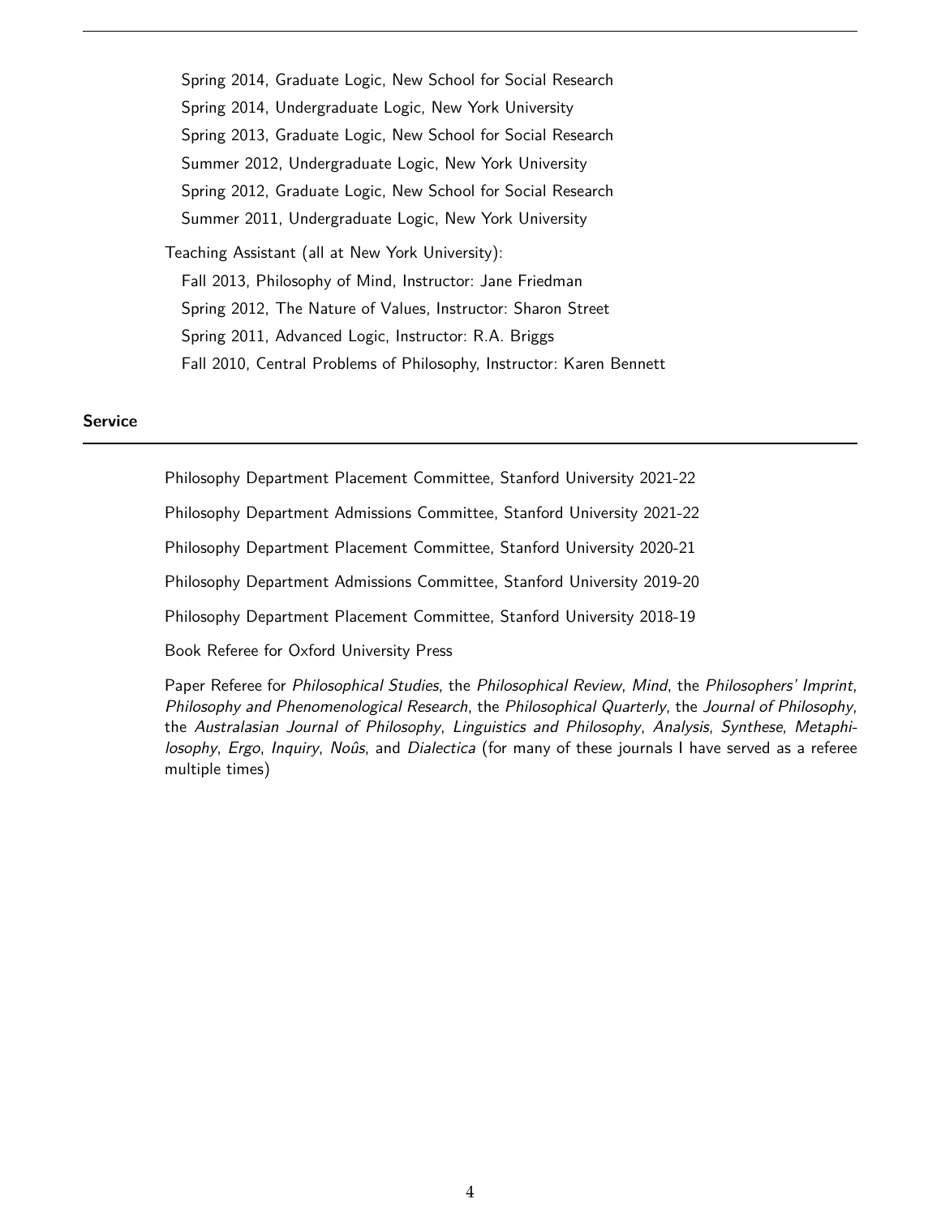Spring 2014, Graduate Logic, New School for Social Research

Spring 2014, Undergraduate Logic, New York University

Spring 2013, Graduate Logic, New School for Social Research

Summer 2012, Undergraduate Logic, New York University

Spring 2012, Graduate Logic, New School for Social Research

Summer 2011, Undergraduate Logic, New York University

Teaching Assistant (all at New York University):

Fall 2013, Philosophy of Mind, Instructor: Jane Friedman

Spring 2012, The Nature of Values, Instructor: Sharon Street

Spring 2011, Advanced Logic, Instructor: R.A. Briggs

Fall 2010, Central Problems of Philosophy, Instructor: Karen Bennett

## Service

Philosophy Department Placement Committee, Stanford University 2021-22

Philosophy Department Admissions Committee, Stanford University 2021-22

Philosophy Department Placement Committee, Stanford University 2020-21

Philosophy Department Admissions Committee, Stanford University 2019-20

Philosophy Department Placement Committee, Stanford University 2018-19

Book Referee for Oxford University Press

Paper Referee for *Philosophical Studies*, the *Philosophical Review*, *Mind*, the *Philosophers' Imprint*, *Philosophy and Phenomenological Research*, the *Philosophical Quarterly*, the *Journal of Philosophy*, the *Australasian Journal of Philosophy*, *Linguistics and Philosophy*, *Analysis*, *Synthese*, *Metaphilosophy*, *Ergo*, *Inquiry*, *Noûs*, and *Dialectica* (for many of these journals I have served as a referee multiple times)